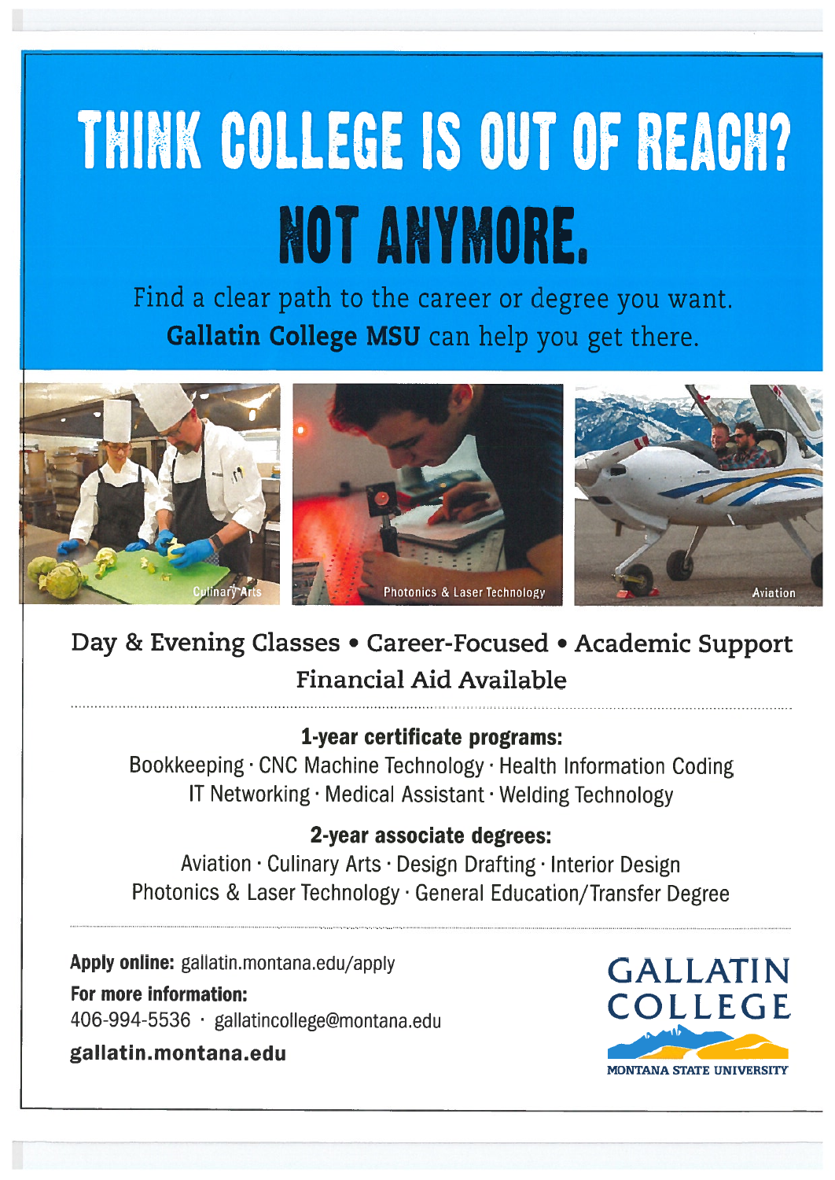# THINK COLLEGE IS OUT OF REACH?

# NOT ANYMORE.

Find a clear path to the career or degree you want.
**Gallatin College MSU** can help you get there.

Culinary Arts

Photonics & Laser Technology

Aviation

Day & Evening Classes • Career-Focused • Academic Support
Financial Aid Available

### 1-year certificate programs:

Bookkeeping · CNC Machine Technology · Health Information Coding
IT Networking · Medical Assistant · Welding Technology

### 2-year associate degrees:

Aviation · Culinary Arts · Design Drafting · Interior Design
Photonics & Laser Technology · General Education/Transfer Degree

**Apply online:** gallatin.montana.edu/apply

**For more information:**
406-994-5536 · gallatincollege@montana.edu

**gallatin.montana.edu**

GALLATIN COLLEGE
MONTANA STATE UNIVERSITY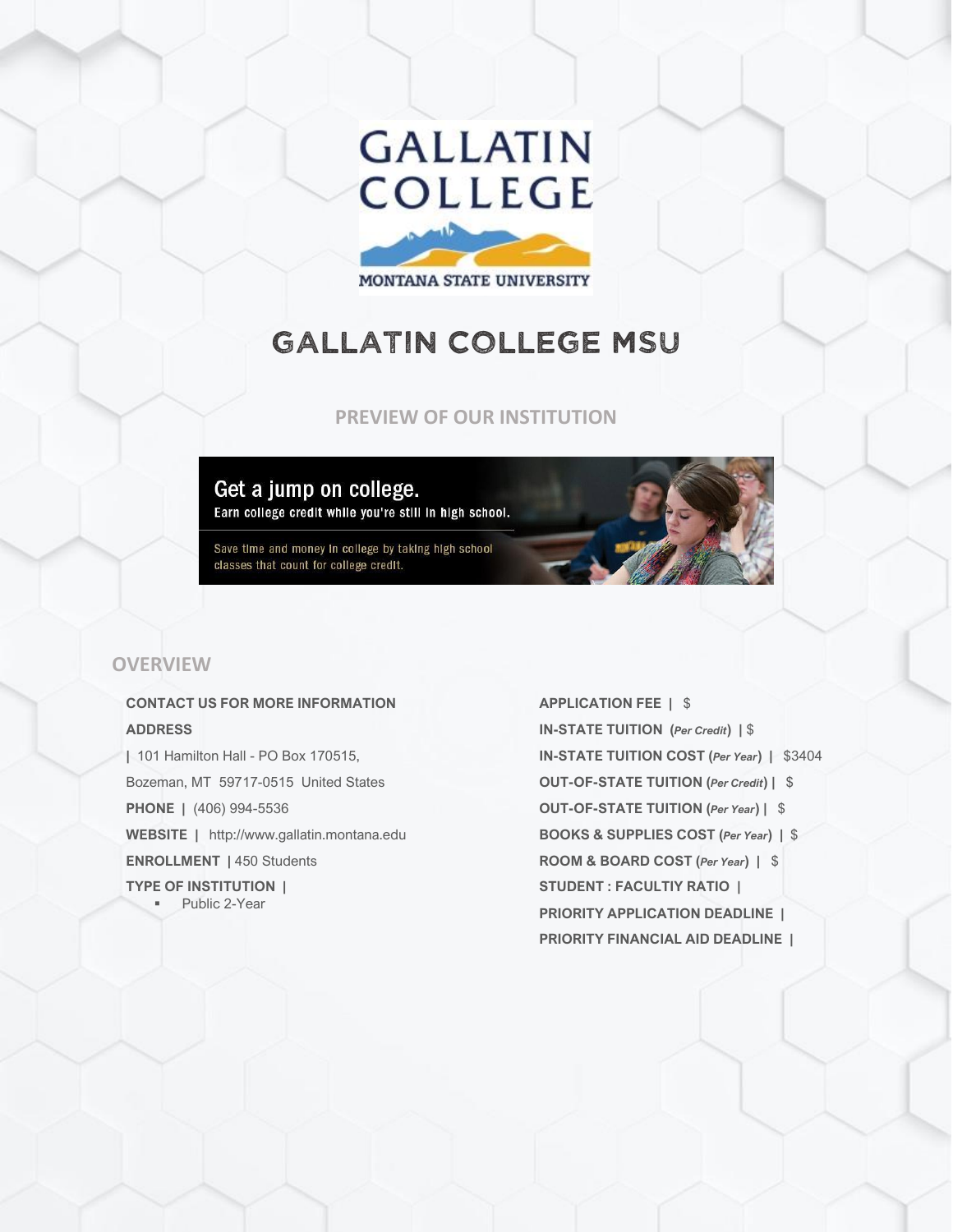# GALLATIN COLLEGE MSU

### PREVIEW OF OUR INSTITUTION

Get a jump on college.
Earn college credit while you're still in high school.

Save time and money in college by taking high school classes that count for college credit.

## OVERVIEW

**CONTACT US FOR MORE INFORMATION**

**ADDRESS**

**|** 101 Hamilton Hall - PO Box 170515,

Bozeman, MT 59717-0515 United States

**PHONE |** (406) 994-5536

**WEBSITE |** http://www.gallatin.montana.edu

**ENROLLMENT |** 450 Students

**TYPE OF INSTITUTION |**

- Public 2-Year

**APPLICATION FEE |** $

**IN-STATE TUITION (*Per Credit*) |** $

**IN-STATE TUITION COST (*Per Year*) |** $3404

**OUT-OF-STATE TUITION (*Per Credit*) |** $

**OUT-OF-STATE TUITION (*Per Year*) |** $

**BOOKS & SUPPLIES COST (*Per Year*) |** $

**ROOM & BOARD COST (*Per Year*) |** $

**STUDENT : FACULTIY RATIO |**

**PRIORITY APPLICATION DEADLINE |**

**PRIORITY FINANCIAL AID DEADLINE |**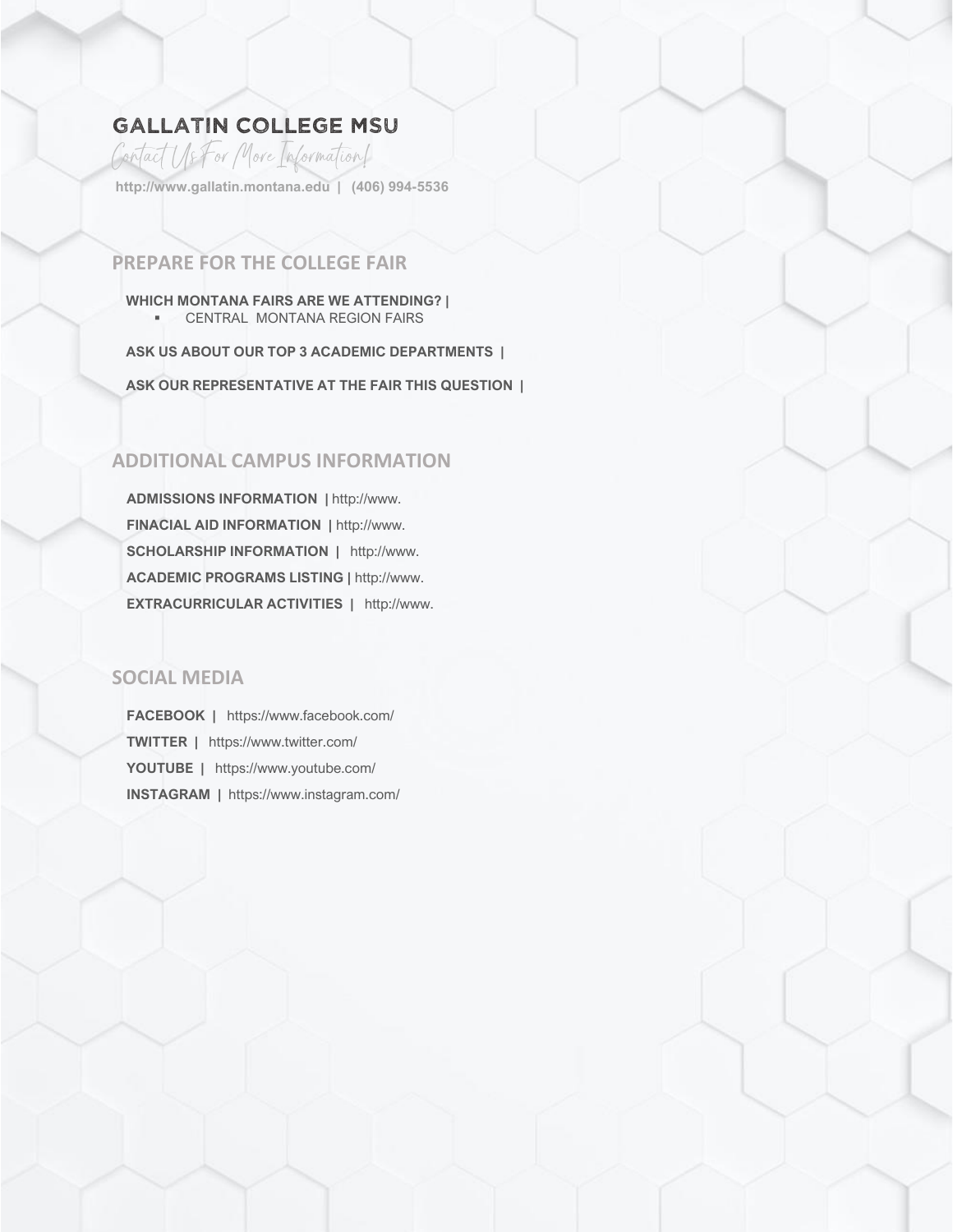# GALLATIN COLLEGE MSU

*Contact Us For More Information!*

**http://www.gallatin.montana.edu | (406) 994-5536**

## PREPARE FOR THE COLLEGE FAIR

**WHICH MONTANA FAIRS ARE WE ATTENDING? |**

- CENTRAL MONTANA REGION FAIRS

**ASK US ABOUT OUR TOP 3 ACADEMIC DEPARTMENTS |**

**ASK OUR REPRESENTATIVE AT THE FAIR THIS QUESTION |**

## ADDITIONAL CAMPUS INFORMATION

**ADMISSIONS INFORMATION |** http://www.

**FINACIAL AID INFORMATION |** http://www.

**SCHOLARSHIP INFORMATION |** http://www.

**ACADEMIC PROGRAMS LISTING |** http://www.

**EXTRACURRICULAR ACTIVITIES |** http://www.

## SOCIAL MEDIA

**FACEBOOK |** https://www.facebook.com/

**TWITTER |** https://www.twitter.com/

**YOUTUBE |** https://www.youtube.com/

**INSTAGRAM |** https://www.instagram.com/